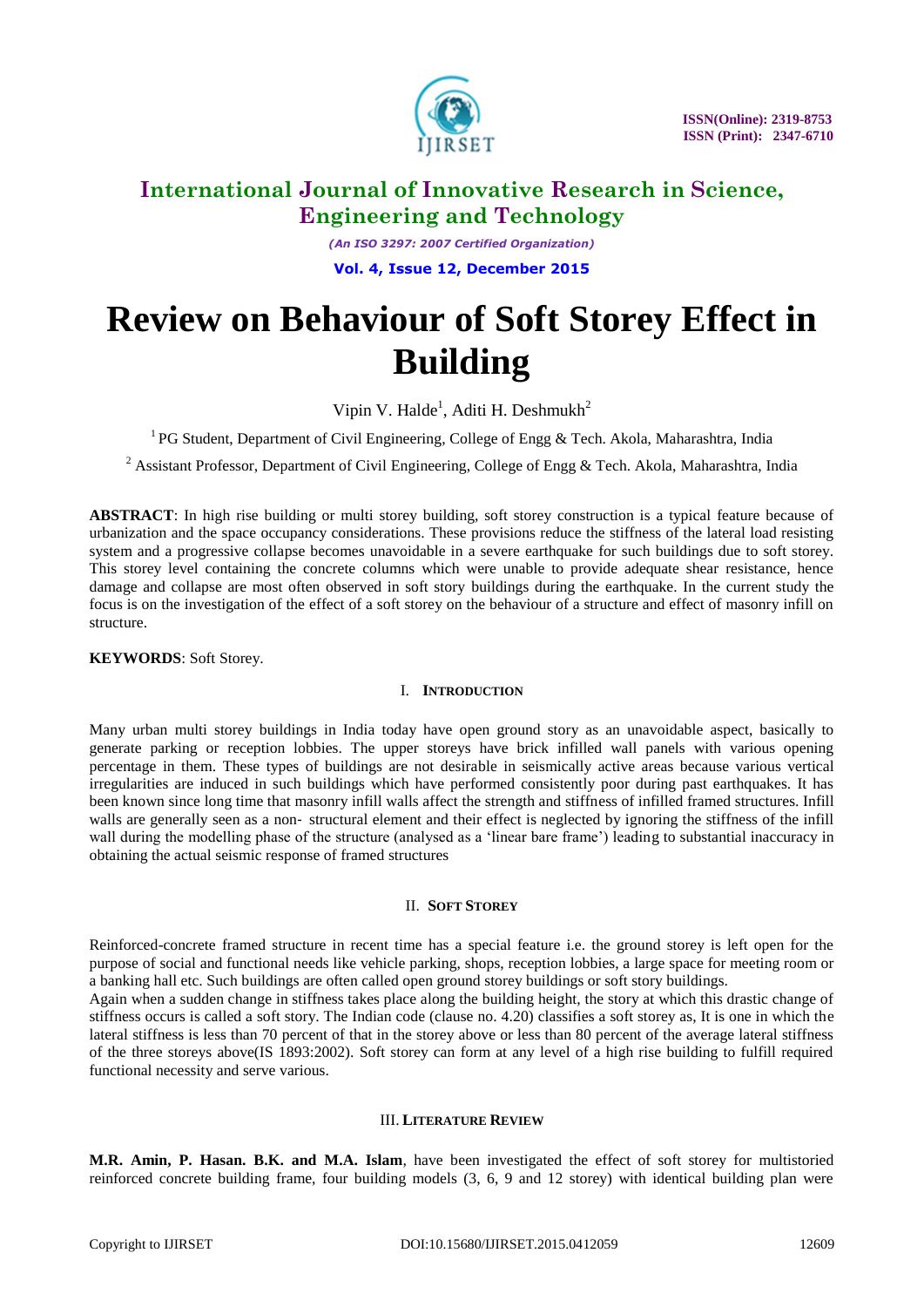# Review on Behaviour of Soft Storey Effect in Building

Vipin V. Halde[1], Aditi H. Deshmukh[2]

[1] PG Student, Department of Civil Engineering, College of Engg & Tech. Akola, Maharashtra, India

[2] Assistant Professor, Department of Civil Engineering, College of Engg & Tech. Akola, Maharashtra, India

**ABSTRACT**: In high rise building or multi storey building, soft storey construction is a typical feature because of urbanization and the space occupancy considerations. These provisions reduce the stiffness of the lateral load resisting system and a progressive collapse becomes unavoidable in a severe earthquake for such buildings due to soft storey. This storey level containing the concrete columns which were unable to provide adequate shear resistance, hence damage and collapse are most often observed in soft story buildings during the earthquake. In the current study the focus is on the investigation of the effect of a soft storey on the behaviour of a structure and effect of masonry infill on structure.

**KEYWORDS**: Soft Storey.

## I. Introduction

Many urban multi storey buildings in India today have open ground story as an unavoidable aspect, basically to generate parking or reception lobbies. The upper storeys have brick infilled wall panels with various opening percentage in them. These types of buildings are not desirable in seismically active areas because various vertical irregularities are induced in such buildings which have performed consistently poor during past earthquakes. It has been known since long time that masonry infill walls affect the strength and stiffness of infilled framed structures. Infill walls are generally seen as a non- structural element and their effect is neglected by ignoring the stiffness of the infill wall during the modelling phase of the structure (analysed as a 'linear bare frame') leading to substantial inaccuracy in obtaining the actual seismic response of framed structures

## II. Soft Storey

Reinforced-concrete framed structure in recent time has a special feature i.e. the ground storey is left open for the purpose of social and functional needs like vehicle parking, shops, reception lobbies, a large space for meeting room or a banking hall etc. Such buildings are often called open ground storey buildings or soft story buildings.

Again when a sudden change in stiffness takes place along the building height, the story at which this drastic change of stiffness occurs is called a soft story. The Indian code (clause no. 4.20) classifies a soft storey as, It is one in which the lateral stiffness is less than 70 percent of that in the storey above or less than 80 percent of the average lateral stiffness of the three storeys above(IS 1893:2002). Soft storey can form at any level of a high rise building to fulfill required functional necessity and serve various.

## III. Literature Review

**M.R. Amin, P. Hasan. B.K. and M.A. Islam**, have been investigated the effect of soft storey for multistoried reinforced concrete building frame, four building models (3, 6, 9 and 12 storey) with identical building plan were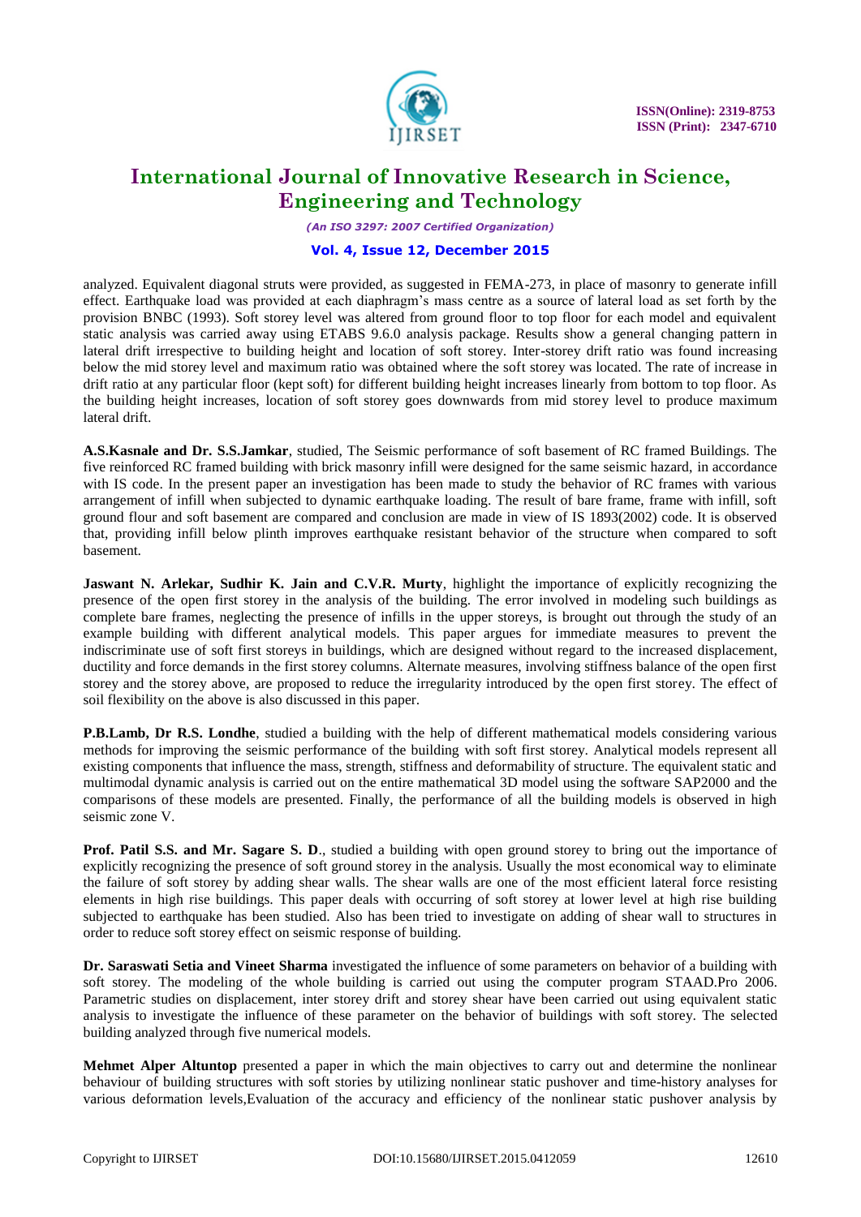analyzed. Equivalent diagonal struts were provided, as suggested in FEMA-273, in place of masonry to generate infill effect. Earthquake load was provided at each diaphragm's mass centre as a source of lateral load as set forth by the provision BNBC (1993). Soft storey level was altered from ground floor to top floor for each model and equivalent static analysis was carried away using ETABS 9.6.0 analysis package. Results show a general changing pattern in lateral drift irrespective to building height and location of soft storey. Inter-storey drift ratio was found increasing below the mid storey level and maximum ratio was obtained where the soft storey was located. The rate of increase in drift ratio at any particular floor (kept soft) for different building height increases linearly from bottom to top floor. As the building height increases, location of soft storey goes downwards from mid storey level to produce maximum lateral drift.

**A.S.Kasnale and Dr. S.S.Jamkar**, studied, The Seismic performance of soft basement of RC framed Buildings. The five reinforced RC framed building with brick masonry infill were designed for the same seismic hazard, in accordance with IS code. In the present paper an investigation has been made to study the behavior of RC frames with various arrangement of infill when subjected to dynamic earthquake loading. The result of bare frame, frame with infill, soft ground flour and soft basement are compared and conclusion are made in view of IS 1893(2002) code. It is observed that, providing infill below plinth improves earthquake resistant behavior of the structure when compared to soft basement.

**Jaswant N. Arlekar, Sudhir K. Jain and C.V.R. Murty**, highlight the importance of explicitly recognizing the presence of the open first storey in the analysis of the building. The error involved in modeling such buildings as complete bare frames, neglecting the presence of infills in the upper storeys, is brought out through the study of an example building with different analytical models. This paper argues for immediate measures to prevent the indiscriminate use of soft first storeys in buildings, which are designed without regard to the increased displacement, ductility and force demands in the first storey columns. Alternate measures, involving stiffness balance of the open first storey and the storey above, are proposed to reduce the irregularity introduced by the open first storey. The effect of soil flexibility on the above is also discussed in this paper.

**P.B.Lamb, Dr R.S. Londhe**, studied a building with the help of different mathematical models considering various methods for improving the seismic performance of the building with soft first storey. Analytical models represent all existing components that influence the mass, strength, stiffness and deformability of structure. The equivalent static and multimodal dynamic analysis is carried out on the entire mathematical 3D model using the software SAP2000 and the comparisons of these models are presented. Finally, the performance of all the building models is observed in high seismic zone V.

**Prof. Patil S.S. and Mr. Sagare S. D**., studied a building with open ground storey to bring out the importance of explicitly recognizing the presence of soft ground storey in the analysis. Usually the most economical way to eliminate the failure of soft storey by adding shear walls. The shear walls are one of the most efficient lateral force resisting elements in high rise buildings. This paper deals with occurring of soft storey at lower level at high rise building subjected to earthquake has been studied. Also has been tried to investigate on adding of shear wall to structures in order to reduce soft storey effect on seismic response of building.

**Dr. Saraswati Setia and Vineet Sharma** investigated the influence of some parameters on behavior of a building with soft storey. The modeling of the whole building is carried out using the computer program STAAD.Pro 2006. Parametric studies on displacement, inter storey drift and storey shear have been carried out using equivalent static analysis to investigate the influence of these parameter on the behavior of buildings with soft storey. The selected building analyzed through five numerical models.

**Mehmet Alper Altuntop** presented a paper in which the main objectives to carry out and determine the nonlinear behaviour of building structures with soft stories by utilizing nonlinear static pushover and time-history analyses for various deformation levels,Evaluation of the accuracy and efficiency of the nonlinear static pushover analysis by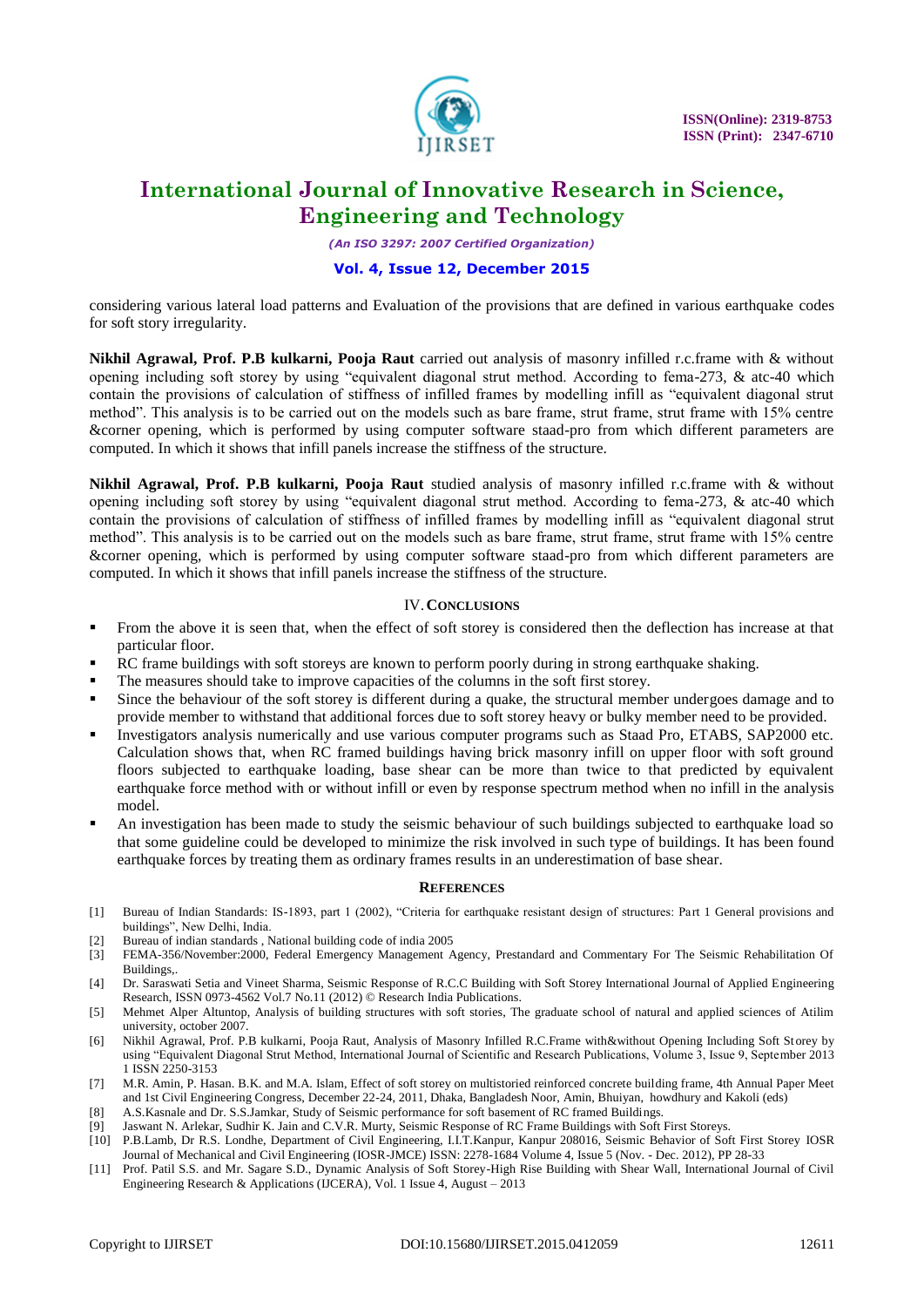considering various lateral load patterns and Evaluation of the provisions that are defined in various earthquake codes for soft story irregularity.

**Nikhil Agrawal, Prof. P.B kulkarni, Pooja Raut** carried out analysis of masonry infilled r.c.frame with & without opening including soft storey by using "equivalent diagonal strut method. According to fema-273, & atc-40 which contain the provisions of calculation of stiffness of infilled frames by modelling infill as "equivalent diagonal strut method". This analysis is to be carried out on the models such as bare frame, strut frame, strut frame with 15% centre &corner opening, which is performed by using computer software staad-pro from which different parameters are computed. In which it shows that infill panels increase the stiffness of the structure.

**Nikhil Agrawal, Prof. P.B kulkarni, Pooja Raut** studied analysis of masonry infilled r.c.frame with & without opening including soft storey by using "equivalent diagonal strut method. According to fema-273, & atc-40 which contain the provisions of calculation of stiffness of infilled frames by modelling infill as "equivalent diagonal strut method". This analysis is to be carried out on the models such as bare frame, strut frame, strut frame with 15% centre &corner opening, which is performed by using computer software staad-pro from which different parameters are computed. In which it shows that infill panels increase the stiffness of the structure.

## IV. CONCLUSIONS

- From the above it is seen that, when the effect of soft storey is considered then the deflection has increase at that particular floor.
- RC frame buildings with soft storeys are known to perform poorly during in strong earthquake shaking.
- The measures should take to improve capacities of the columns in the soft first storey.
- Since the behaviour of the soft storey is different during a quake, the structural member undergoes damage and to provide member to withstand that additional forces due to soft storey heavy or bulky member need to be provided.
- Investigators analysis numerically and use various computer programs such as Staad Pro, ETABS, SAP2000 etc. Calculation shows that, when RC framed buildings having brick masonry infill on upper floor with soft ground floors subjected to earthquake loading, base shear can be more than twice to that predicted by equivalent earthquake force method with or without infill or even by response spectrum method when no infill in the analysis model.
- An investigation has been made to study the seismic behaviour of such buildings subjected to earthquake load so that some guideline could be developed to minimize the risk involved in such type of buildings. It has been found earthquake forces by treating them as ordinary frames results in an underestimation of base shear.

## REFERENCES

[1] Bureau of Indian Standards: IS-1893, part 1 (2002), "Criteria for earthquake resistant design of structures: Part 1 General provisions and buildings", New Delhi, India.

[2] Bureau of indian standards , National building code of india 2005

[3] FEMA-356/November:2000, Federal Emergency Management Agency, Prestandard and Commentary For The Seismic Rehabilitation Of Buildings,.

[4] Dr. Saraswati Setia and Vineet Sharma, Seismic Response of R.C.C Building with Soft Storey International Journal of Applied Engineering Research, ISSN 0973-4562 Vol.7 No.11 (2012) © Research India Publications.

[5] Mehmet Alper Altuntop, Analysis of building structures with soft stories, The graduate school of natural and applied sciences of Atilim university, october 2007.

[6] Nikhil Agrawal, Prof. P.B kulkarni, Pooja Raut, Analysis of Masonry Infilled R.C.Frame with&without Opening Including Soft Storey by using "Equivalent Diagonal Strut Method, International Journal of Scientific and Research Publications, Volume 3, Issue 9, September 2013 1 ISSN 2250-3153

[7] M.R. Amin, P. Hasan. B.K. and M.A. Islam, Effect of soft storey on multistoried reinforced concrete building frame, 4th Annual Paper Meet and 1st Civil Engineering Congress, December 22-24, 2011, Dhaka, Bangladesh Noor, Amin, Bhuiyan, howdhury and Kakoli (eds)

[8] A.S.Kasnale and Dr. S.S.Jamkar, Study of Seismic performance for soft basement of RC framed Buildings.

[9] Jaswant N. Arlekar, Sudhir K. Jain and C.V.R. Murty, Seismic Response of RC Frame Buildings with Soft First Storeys.

[10] P.B.Lamb, Dr R.S. Londhe, Department of Civil Engineering, I.I.T.Kanpur, Kanpur 208016, Seismic Behavior of Soft First Storey IOSR Journal of Mechanical and Civil Engineering (IOSR-JMCE) ISSN: 2278-1684 Volume 4, Issue 5 (Nov. - Dec. 2012), PP 28-33

[11] Prof. Patil S.S. and Mr. Sagare S.D., Dynamic Analysis of Soft Storey-High Rise Building with Shear Wall, International Journal of Civil Engineering Research & Applications (IJCERA), Vol. 1 Issue 4, August – 2013